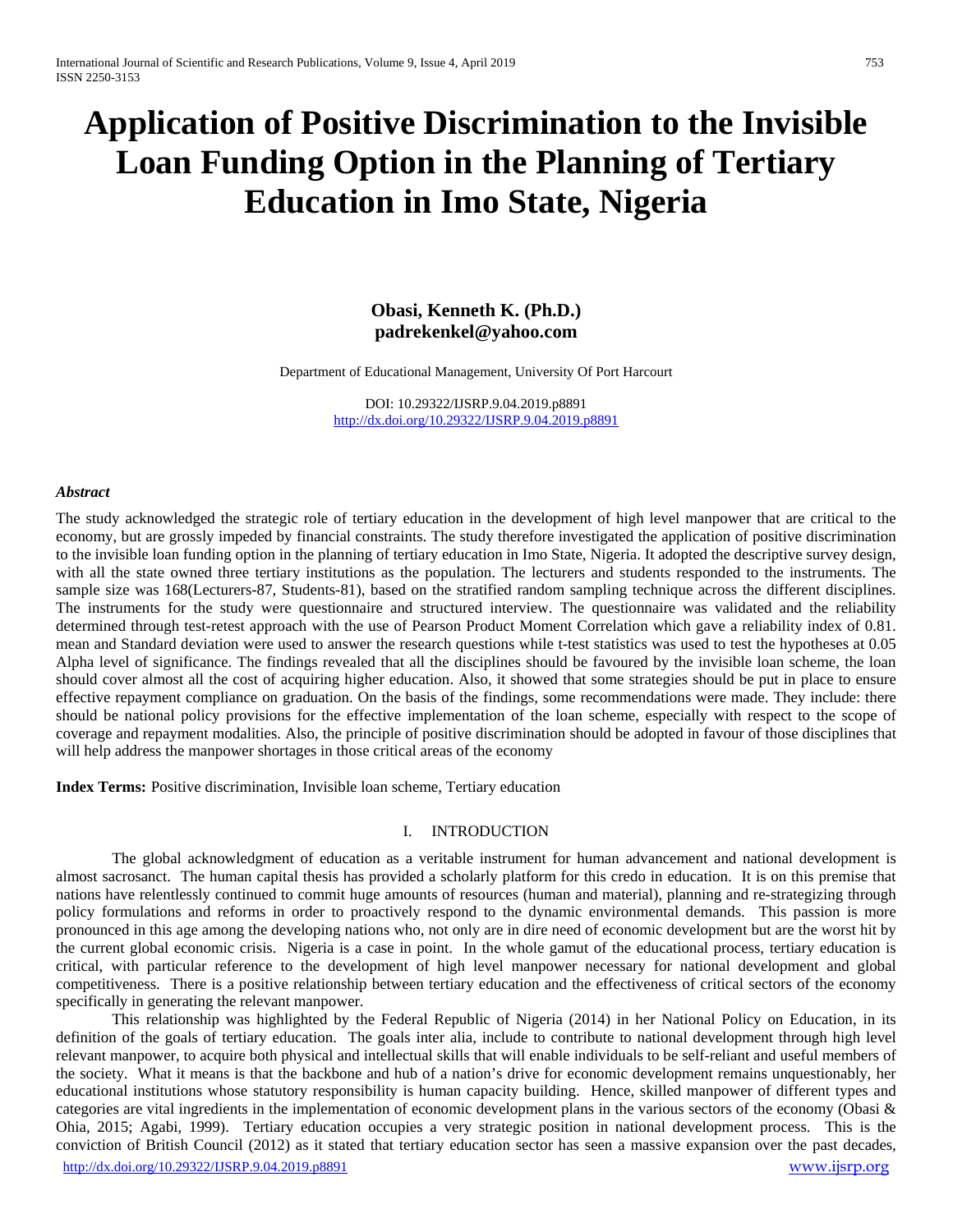# Application of Positive Discrimination to the Invisible Loan Funding Option in the Planning of Tertiary Education in Imo State, Nigeria

**Obasi, Kenneth K. (Ph.D.)**
**padrekenkel@yahoo.com**

Department of Educational Management, University Of Port Harcourt

DOI: 10.29322/IJSRP.9.04.2019.p8891
http://dx.doi.org/10.29322/IJSRP.9.04.2019.p8891

***Abstract***

The study acknowledged the strategic role of tertiary education in the development of high level manpower that are critical to the economy, but are grossly impeded by financial constraints. The study therefore investigated the application of positive discrimination to the invisible loan funding option in the planning of tertiary education in Imo State, Nigeria. It adopted the descriptive survey design, with all the state owned three tertiary institutions as the population. The lecturers and students responded to the instruments. The sample size was 168(Lecturers-87, Students-81), based on the stratified random sampling technique across the different disciplines. The instruments for the study were questionnaire and structured interview. The questionnaire was validated and the reliability determined through test-retest approach with the use of Pearson Product Moment Correlation which gave a reliability index of 0.81. mean and Standard deviation were used to answer the research questions while t-test statistics was used to test the hypotheses at 0.05 Alpha level of significance. The findings revealed that all the disciplines should be favoured by the invisible loan scheme, the loan should cover almost all the cost of acquiring higher education. Also, it showed that some strategies should be put in place to ensure effective repayment compliance on graduation. On the basis of the findings, some recommendations were made. They include: there should be national policy provisions for the effective implementation of the loan scheme, especially with respect to the scope of coverage and repayment modalities. Also, the principle of positive discrimination should be adopted in favour of those disciplines that will help address the manpower shortages in those critical areas of the economy

**Index Terms:** Positive discrimination, Invisible loan scheme, Tertiary education

## I. INTRODUCTION

The global acknowledgment of education as a veritable instrument for human advancement and national development is almost sacrosanct. The human capital thesis has provided a scholarly platform for this credo in education. It is on this premise that nations have relentlessly continued to commit huge amounts of resources (human and material), planning and re-strategizing through policy formulations and reforms in order to proactively respond to the dynamic environmental demands. This passion is more pronounced in this age among the developing nations who, not only are in dire need of economic development but are the worst hit by the current global economic crisis. Nigeria is a case in point. In the whole gamut of the educational process, tertiary education is critical, with particular reference to the development of high level manpower necessary for national development and global competitiveness. There is a positive relationship between tertiary education and the effectiveness of critical sectors of the economy specifically in generating the relevant manpower.

This relationship was highlighted by the Federal Republic of Nigeria (2014) in her National Policy on Education, in its definition of the goals of tertiary education. The goals inter alia, include to contribute to national development through high level relevant manpower, to acquire both physical and intellectual skills that will enable individuals to be self-reliant and useful members of the society. What it means is that the backbone and hub of a nation's drive for economic development remains unquestionably, her educational institutions whose statutory responsibility is human capacity building. Hence, skilled manpower of different types and categories are vital ingredients in the implementation of economic development plans in the various sectors of the economy (Obasi & Ohia, 2015; Agabi, 1999). Tertiary education occupies a very strategic position in national development process. This is the conviction of British Council (2012) as it stated that tertiary education sector has seen a massive expansion over the past decades,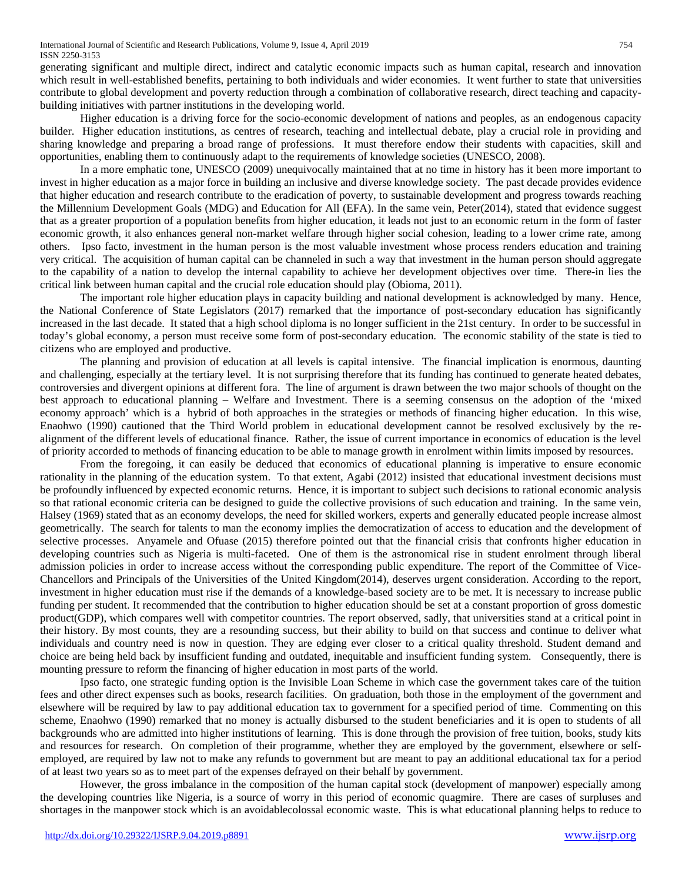generating significant and multiple direct, indirect and catalytic economic impacts such as human capital, research and innovation which result in well-established benefits, pertaining to both individuals and wider economies. It went further to state that universities contribute to global development and poverty reduction through a combination of collaborative research, direct teaching and capacity-building initiatives with partner institutions in the developing world.

Higher education is a driving force for the socio-economic development of nations and peoples, as an endogenous capacity builder. Higher education institutions, as centres of research, teaching and intellectual debate, play a crucial role in providing and sharing knowledge and preparing a broad range of professions. It must therefore endow their students with capacities, skill and opportunities, enabling them to continuously adapt to the requirements of knowledge societies (UNESCO, 2008).

In a more emphatic tone, UNESCO (2009) unequivocally maintained that at no time in history has it been more important to invest in higher education as a major force in building an inclusive and diverse knowledge society. The past decade provides evidence that higher education and research contribute to the eradication of poverty, to sustainable development and progress towards reaching the Millennium Development Goals (MDG) and Education for All (EFA). In the same vein, Peter(2014), stated that evidence suggest that as a greater proportion of a population benefits from higher education, it leads not just to an economic return in the form of faster economic growth, it also enhances general non-market welfare through higher social cohesion, leading to a lower crime rate, among others. Ipso facto, investment in the human person is the most valuable investment whose process renders education and training very critical. The acquisition of human capital can be channeled in such a way that investment in the human person should aggregate to the capability of a nation to develop the internal capability to achieve her development objectives over time. There-in lies the critical link between human capital and the crucial role education should play (Obioma, 2011).

The important role higher education plays in capacity building and national development is acknowledged by many. Hence, the National Conference of State Legislators (2017) remarked that the importance of post-secondary education has significantly increased in the last decade. It stated that a high school diploma is no longer sufficient in the 21st century. In order to be successful in today's global economy, a person must receive some form of post-secondary education. The economic stability of the state is tied to citizens who are employed and productive.

The planning and provision of education at all levels is capital intensive. The financial implication is enormous, daunting and challenging, especially at the tertiary level. It is not surprising therefore that its funding has continued to generate heated debates, controversies and divergent opinions at different fora. The line of argument is drawn between the two major schools of thought on the best approach to educational planning – Welfare and Investment. There is a seeming consensus on the adoption of the 'mixed economy approach' which is a hybrid of both approaches in the strategies or methods of financing higher education. In this wise, Enaohwo (1990) cautioned that the Third World problem in educational development cannot be resolved exclusively by the re-alignment of the different levels of educational finance. Rather, the issue of current importance in economics of education is the level of priority accorded to methods of financing education to be able to manage growth in enrolment within limits imposed by resources.

From the foregoing, it can easily be deduced that economics of educational planning is imperative to ensure economic rationality in the planning of the education system. To that extent, Agabi (2012) insisted that educational investment decisions must be profoundly influenced by expected economic returns. Hence, it is important to subject such decisions to rational economic analysis so that rational economic criteria can be designed to guide the collective provisions of such education and training. In the same vein, Halsey (1969) stated that as an economy develops, the need for skilled workers, experts and generally educated people increase almost geometrically. The search for talents to man the economy implies the democratization of access to education and the development of selective processes. Anyamele and Ofuase (2015) therefore pointed out that the financial crisis that confronts higher education in developing countries such as Nigeria is multi-faceted. One of them is the astronomical rise in student enrolment through liberal admission policies in order to increase access without the corresponding public expenditure. The report of the Committee of Vice-Chancellors and Principals of the Universities of the United Kingdom(2014), deserves urgent consideration. According to the report, investment in higher education must rise if the demands of a knowledge-based society are to be met. It is necessary to increase public funding per student. It recommended that the contribution to higher education should be set at a constant proportion of gross domestic product(GDP), which compares well with competitor countries. The report observed, sadly, that universities stand at a critical point in their history. By most counts, they are a resounding success, but their ability to build on that success and continue to deliver what individuals and country need is now in question. They are edging ever closer to a critical quality threshold. Student demand and choice are being held back by insufficient funding and outdated, inequitable and insufficient funding system. Consequently, there is mounting pressure to reform the financing of higher education in most parts of the world.

Ipso facto, one strategic funding option is the Invisible Loan Scheme in which case the government takes care of the tuition fees and other direct expenses such as books, research facilities. On graduation, both those in the employment of the government and elsewhere will be required by law to pay additional education tax to government for a specified period of time. Commenting on this scheme, Enaohwo (1990) remarked that no money is actually disbursed to the student beneficiaries and it is open to students of all backgrounds who are admitted into higher institutions of learning. This is done through the provision of free tuition, books, study kits and resources for research. On completion of their programme, whether they are employed by the government, elsewhere or self-employed, are required by law not to make any refunds to government but are meant to pay an additional educational tax for a period of at least two years so as to meet part of the expenses defrayed on their behalf by government.

However, the gross imbalance in the composition of the human capital stock (development of manpower) especially among the developing countries like Nigeria, is a source of worry in this period of economic quagmire. There are cases of surpluses and shortages in the manpower stock which is an avoidablecolossal economic waste. This is what educational planning helps to reduce to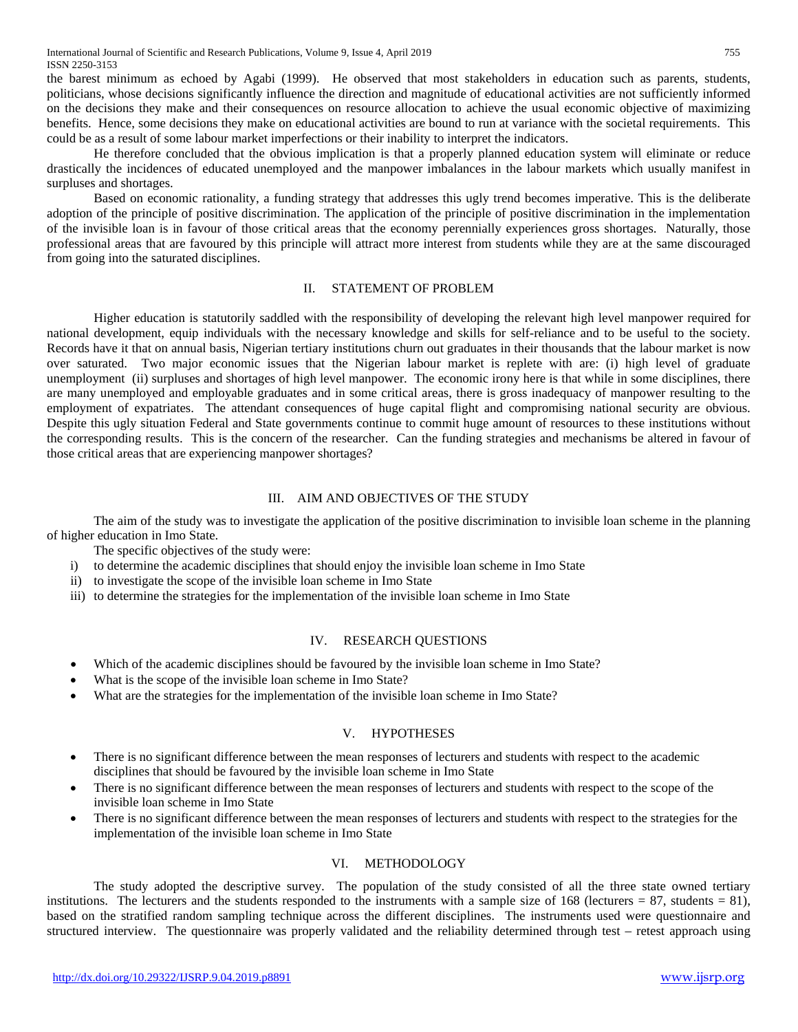the barest minimum as echoed by Agabi (1999). He observed that most stakeholders in education such as parents, students, politicians, whose decisions significantly influence the direction and magnitude of educational activities are not sufficiently informed on the decisions they make and their consequences on resource allocation to achieve the usual economic objective of maximizing benefits. Hence, some decisions they make on educational activities are bound to run at variance with the societal requirements. This could be as a result of some labour market imperfections or their inability to interpret the indicators.

He therefore concluded that the obvious implication is that a properly planned education system will eliminate or reduce drastically the incidences of educated unemployed and the manpower imbalances in the labour markets which usually manifest in surpluses and shortages.

Based on economic rationality, a funding strategy that addresses this ugly trend becomes imperative. This is the deliberate adoption of the principle of positive discrimination. The application of the principle of positive discrimination in the implementation of the invisible loan is in favour of those critical areas that the economy perennially experiences gross shortages. Naturally, those professional areas that are favoured by this principle will attract more interest from students while they are at the same discouraged from going into the saturated disciplines.

## II. STATEMENT OF PROBLEM

Higher education is statutorily saddled with the responsibility of developing the relevant high level manpower required for national development, equip individuals with the necessary knowledge and skills for self-reliance and to be useful to the society. Records have it that on annual basis, Nigerian tertiary institutions churn out graduates in their thousands that the labour market is now over saturated. Two major economic issues that the Nigerian labour market is replete with are: (i) high level of graduate unemployment (ii) surpluses and shortages of high level manpower. The economic irony here is that while in some disciplines, there are many unemployed and employable graduates and in some critical areas, there is gross inadequacy of manpower resulting to the employment of expatriates. The attendant consequences of huge capital flight and compromising national security are obvious. Despite this ugly situation Federal and State governments continue to commit huge amount of resources to these institutions without the corresponding results. This is the concern of the researcher. Can the funding strategies and mechanisms be altered in favour of those critical areas that are experiencing manpower shortages?

## III. AIM AND OBJECTIVES OF THE STUDY

The aim of the study was to investigate the application of the positive discrimination to invisible loan scheme in the planning of higher education in Imo State.

The specific objectives of the study were:

i) to determine the academic disciplines that should enjoy the invisible loan scheme in Imo State
ii) to investigate the scope of the invisible loan scheme in Imo State
iii) to determine the strategies for the implementation of the invisible loan scheme in Imo State

## IV. RESEARCH QUESTIONS

- Which of the academic disciplines should be favoured by the invisible loan scheme in Imo State?
- What is the scope of the invisible loan scheme in Imo State?
- What are the strategies for the implementation of the invisible loan scheme in Imo State?

## V. HYPOTHESES

- There is no significant difference between the mean responses of lecturers and students with respect to the academic disciplines that should be favoured by the invisible loan scheme in Imo State
- There is no significant difference between the mean responses of lecturers and students with respect to the scope of the invisible loan scheme in Imo State
- There is no significant difference between the mean responses of lecturers and students with respect to the strategies for the implementation of the invisible loan scheme in Imo State

## VI. METHODOLOGY

The study adopted the descriptive survey. The population of the study consisted of all the three state owned tertiary institutions. The lecturers and the students responded to the instruments with a sample size of 168 (lecturers = 87, students = 81), based on the stratified random sampling technique across the different disciplines. The instruments used were questionnaire and structured interview. The questionnaire was properly validated and the reliability determined through test – retest approach using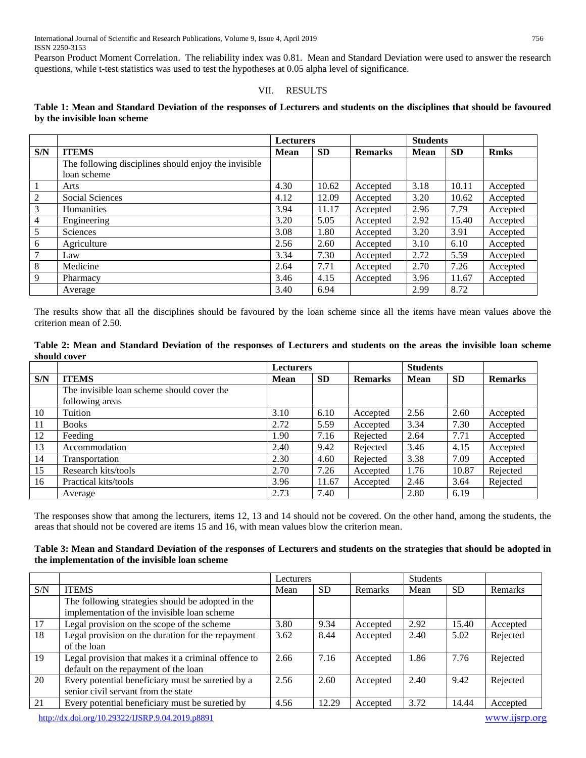Pearson Product Moment Correlation. The reliability index was 0.81. Mean and Standard Deviation were used to answer the research questions, while t-test statistics was used to test the hypotheses at 0.05 alpha level of significance.

## VII. RESULTS

**Table 1: Mean and Standard Deviation of the responses of Lecturers and students on the disciplines that should be favoured by the invisible loan scheme**

| | | Lecturers | | | Students | | |
|---|---|---|---|---|---|---|---|
| **S/N** | **ITEMS** | **Mean** | **SD** | **Remarks** | **Mean** | **SD** | **Rmks** |
| | The following disciplines should enjoy the invisible loan scheme | | | | | | |
| 1 | Arts | 4.30 | 10.62 | Accepted | 3.18 | 10.11 | Accepted |
| 2 | Social Sciences | 4.12 | 12.09 | Accepted | 3.20 | 10.62 | Accepted |
| 3 | Humanities | 3.94 | 11.17 | Accepted | 2.96 | 7.79 | Accepted |
| 4 | Engineering | 3.20 | 5.05 | Accepted | 2.92 | 15.40 | Accepted |
| 5 | Sciences | 3.08 | 1.80 | Accepted | 3.20 | 3.91 | Accepted |
| 6 | Agriculture | 2.56 | 2.60 | Accepted | 3.10 | 6.10 | Accepted |
| 7 | Law | 3.34 | 7.30 | Accepted | 2.72 | 5.59 | Accepted |
| 8 | Medicine | 2.64 | 7.71 | Accepted | 2.70 | 7.26 | Accepted |
| 9 | Pharmacy | 3.46 | 4.15 | Accepted | 3.96 | 11.67 | Accepted |
| | Average | 3.40 | 6.94 | | 2.99 | 8.72 | |

The results show that all the disciplines should be favoured by the loan scheme since all the items have mean values above the criterion mean of 2.50.

**Table 2: Mean and Standard Deviation of the responses of Lecturers and students on the areas the invisible loan scheme should cover**

| | | Lecturers | | | Students | | |
|---|---|---|---|---|---|---|---|
| **S/N** | **ITEMS** | **Mean** | **SD** | **Remarks** | **Mean** | **SD** | **Remarks** |
| | The invisible loan scheme should cover the following areas | | | | | | |
| 10 | Tuition | 3.10 | 6.10 | Accepted | 2.56 | 2.60 | Accepted |
| 11 | Books | 2.72 | 5.59 | Accepted | 3.34 | 7.30 | Accepted |
| 12 | Feeding | 1.90 | 7.16 | Rejected | 2.64 | 7.71 | Accepted |
| 13 | Accommodation | 2.40 | 9.42 | Rejected | 3.46 | 4.15 | Accepted |
| 14 | Transportation | 2.30 | 4.60 | Rejected | 3.38 | 7.09 | Accepted |
| 15 | Research kits/tools | 2.70 | 7.26 | Accepted | 1.76 | 10.87 | Rejected |
| 16 | Practical kits/tools | 3.96 | 11.67 | Accepted | 2.46 | 3.64 | Rejected |
| | Average | 2.73 | 7.40 | | 2.80 | 6.19 | |

The responses show that among the lecturers, items 12, 13 and 14 should not be covered. On the other hand, among the students, the areas that should not be covered are items 15 and 16, with mean values blow the criterion mean.

**Table 3: Mean and Standard Deviation of the responses of Lecturers and students on the strategies that should be adopted in the implementation of the invisible loan scheme**

| | | Lecturers | | | Students | | |
|---|---|---|---|---|---|---|---|
| S/N | ITEMS | Mean | SD | Remarks | Mean | SD | Remarks |
| | The following strategies should be adopted in the implementation of the invisible loan scheme | | | | | | |
| 17 | Legal provision on the scope of the scheme | 3.80 | 9.34 | Accepted | 2.92 | 15.40 | Accepted |
| 18 | Legal provision on the duration for the repayment of the loan | 3.62 | 8.44 | Accepted | 2.40 | 5.02 | Rejected |
| 19 | Legal provision that makes it a criminal offence to default on the repayment of the loan | 2.66 | 7.16 | Accepted | 1.86 | 7.76 | Rejected |
| 20 | Every potential beneficiary must be suretied by a senior civil servant from the state | 2.56 | 2.60 | Accepted | 2.40 | 9.42 | Rejected |
| 21 | Every potential beneficiary must be suretied by | 4.56 | 12.29 | Accepted | 3.72 | 14.44 | Accepted |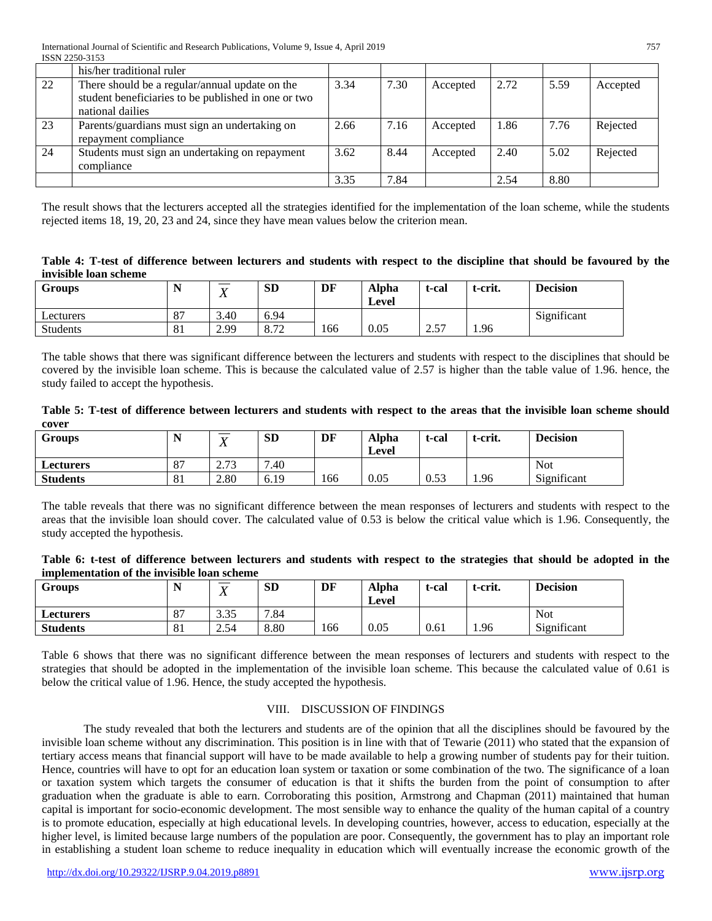| | | | | | | | |
|---|---|---|---|---|---|---|---|
| | his/her traditional ruler | | | | | | |
| 22 | There should be a regular/annual update on the student beneficiaries to be published in one or two national dailies | 3.34 | 7.30 | Accepted | 2.72 | 5.59 | Accepted |
| 23 | Parents/guardians must sign an undertaking on repayment compliance | 2.66 | 7.16 | Accepted | 1.86 | 7.76 | Rejected |
| 24 | Students must sign an undertaking on repayment compliance | 3.62 | 8.44 | Accepted | 2.40 | 5.02 | Rejected |
| | | 3.35 | 7.84 | | 2.54 | 8.80 | |

The result shows that the lecturers accepted all the strategies identified for the implementation of the loan scheme, while the students rejected items 18, 19, 20, 23 and 24, since they have mean values below the criterion mean.

**Table 4: T-test of difference between lecturers and students with respect to the discipline that should be favoured by the invisible loan scheme**

| Groups | N | $\overline{X}$ | SD | DF | Alpha Level | t-cal | t-crit. | Decision |
|---|---|---|---|---|---|---|---|---|
| Lecturers | 87 | 3.40 | 6.94 | | | | | Significant |
| Students | 81 | 2.99 | 8.72 | 166 | 0.05 | 2.57 | 1.96 | |

The table shows that there was significant difference between the lecturers and students with respect to the disciplines that should be covered by the invisible loan scheme. This is because the calculated value of 2.57 is higher than the table value of 1.96. hence, the study failed to accept the hypothesis.

**Table 5: T-test of difference between lecturers and students with respect to the areas that the invisible loan scheme should cover**

| Groups | N | $\overline{X}$ | SD | DF | Alpha Level | t-cal | t-crit. | Decision |
|---|---|---|---|---|---|---|---|---|
| **Lecturers** | 87 | 2.73 | 7.40 | | | | | Not |
| **Students** | 81 | 2.80 | 6.19 | 166 | 0.05 | 0.53 | 1.96 | Significant |

The table reveals that there was no significant difference between the mean responses of lecturers and students with respect to the areas that the invisible loan should cover. The calculated value of 0.53 is below the critical value which is 1.96. Consequently, the study accepted the hypothesis.

**Table 6: t-test of difference between lecturers and students with respect to the strategies that should be adopted in the implementation of the invisible loan scheme**

| Groups | N | $\overline{X}$ | SD | DF | Alpha Level | t-cal | t-crit. | Decision |
|---|---|---|---|---|---|---|---|---|
| **Lecturers** | 87 | 3.35 | 7.84 | | | | | Not |
| **Students** | 81 | 2.54 | 8.80 | 166 | 0.05 | 0.61 | 1.96 | Significant |

Table 6 shows that there was no significant difference between the mean responses of lecturers and students with respect to the strategies that should be adopted in the implementation of the invisible loan scheme. This because the calculated value of 0.61 is below the critical value of 1.96. Hence, the study accepted the hypothesis.

## VIII. DISCUSSION OF FINDINGS

The study revealed that both the lecturers and students are of the opinion that all the disciplines should be favoured by the invisible loan scheme without any discrimination. This position is in line with that of Tewarie (2011) who stated that the expansion of tertiary access means that financial support will have to be made available to help a growing number of students pay for their tuition. Hence, countries will have to opt for an education loan system or taxation or some combination of the two. The significance of a loan or taxation system which targets the consumer of education is that it shifts the burden from the point of consumption to after graduation when the graduate is able to earn. Corroborating this position, Armstrong and Chapman (2011) maintained that human capital is important for socio-economic development. The most sensible way to enhance the quality of the human capital of a country is to promote education, especially at high educational levels. In developing countries, however, access to education, especially at the higher level, is limited because large numbers of the population are poor. Consequently, the government has to play an important role in establishing a student loan scheme to reduce inequality in education which will eventually increase the economic growth of the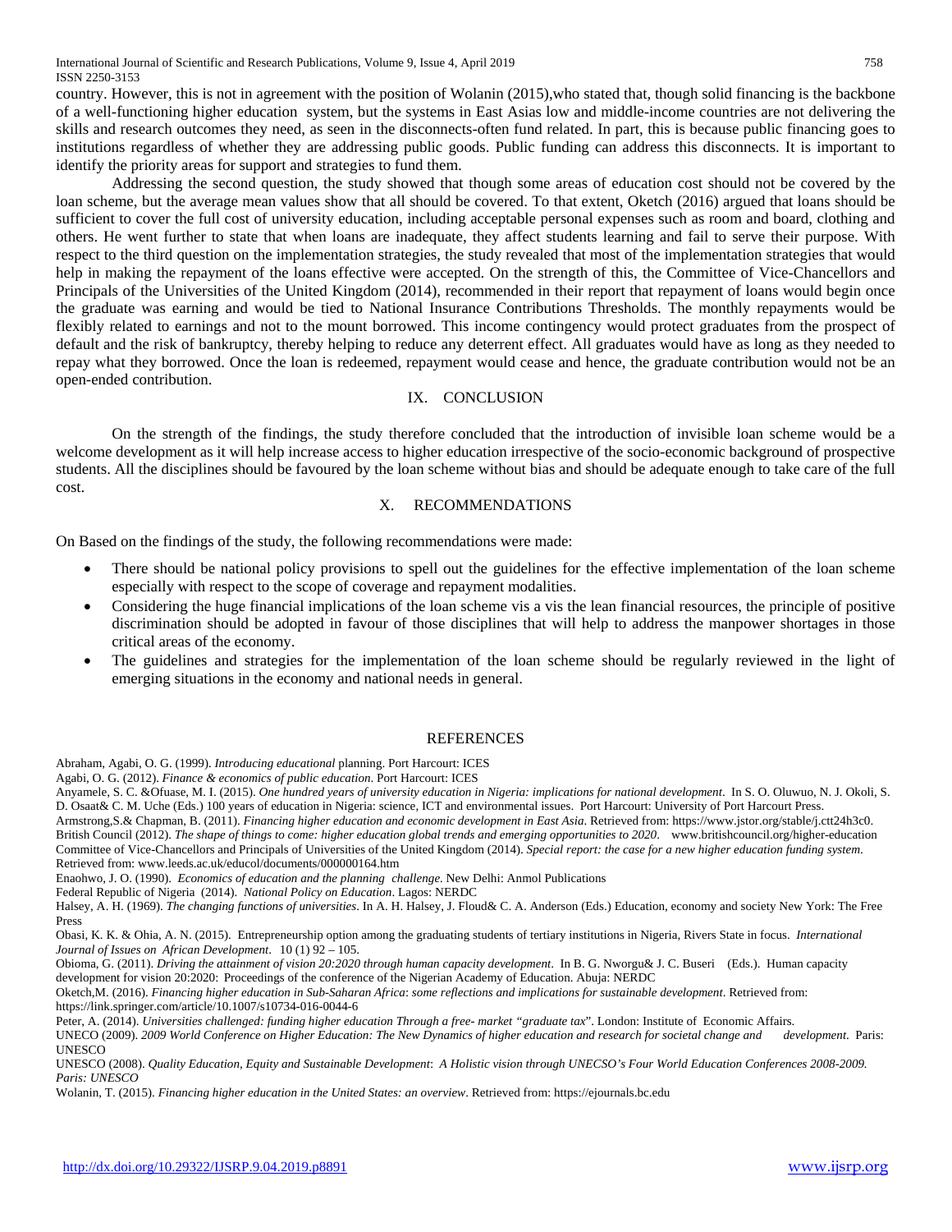country. However, this is not in agreement with the position of Wolanin (2015),who stated that, though solid financing is the backbone of a well-functioning higher education system, but the systems in East Asias low and middle-income countries are not delivering the skills and research outcomes they need, as seen in the disconnects-often fund related. In part, this is because public financing goes to institutions regardless of whether they are addressing public goods. Public funding can address this disconnects. It is important to identify the priority areas for support and strategies to fund them.

Addressing the second question, the study showed that though some areas of education cost should not be covered by the loan scheme, but the average mean values show that all should be covered. To that extent, Oketch (2016) argued that loans should be sufficient to cover the full cost of university education, including acceptable personal expenses such as room and board, clothing and others. He went further to state that when loans are inadequate, they affect students learning and fail to serve their purpose. With respect to the third question on the implementation strategies, the study revealed that most of the implementation strategies that would help in making the repayment of the loans effective were accepted. On the strength of this, the Committee of Vice-Chancellors and Principals of the Universities of the United Kingdom (2014), recommended in their report that repayment of loans would begin once the graduate was earning and would be tied to National Insurance Contributions Thresholds. The monthly repayments would be flexibly related to earnings and not to the mount borrowed. This income contingency would protect graduates from the prospect of default and the risk of bankruptcy, thereby helping to reduce any deterrent effect. All graduates would have as long as they needed to repay what they borrowed. Once the loan is redeemed, repayment would cease and hence, the graduate contribution would not be an open-ended contribution.

## IX. Conclusion

On the strength of the findings, the study therefore concluded that the introduction of invisible loan scheme would be a welcome development as it will help increase access to higher education irrespective of the socio-economic background of prospective students. All the disciplines should be favoured by the loan scheme without bias and should be adequate enough to take care of the full cost.

## X. Recommendations

On Based on the findings of the study, the following recommendations were made:

- There should be national policy provisions to spell out the guidelines for the effective implementation of the loan scheme especially with respect to the scope of coverage and repayment modalities.
- Considering the huge financial implications of the loan scheme vis a vis the lean financial resources, the principle of positive discrimination should be adopted in favour of those disciplines that will help to address the manpower shortages in those critical areas of the economy.
- The guidelines and strategies for the implementation of the loan scheme should be regularly reviewed in the light of emerging situations in the economy and national needs in general.

## References

Abraham, Agabi, O. G. (1999). *Introducing educational* planning. Port Harcourt: ICES

Agabi, O. G. (2012). *Finance & economics of public education*. Port Harcourt: ICES

Anyamele, S. C. &Ofuase, M. I. (2015). *One hundred years of university education in Nigeria: implications for national development*. In S. O. Oluwuo, N. J. Okoli, S. D. Osaat& C. M. Uche (Eds.) 100 years of education in Nigeria: science, ICT and environmental issues. Port Harcourt: University of Port Harcourt Press.

Armstrong,S.& Chapman, B. (2011). *Financing higher education and economic development in East Asia*. Retrieved from: https://www.jstor.org/stable/j.ctt24h3c0.

British Council (2012). *The shape of things to come: higher education global trends and emerging opportunities to 2020*. www.britishcouncil.org/higher-education

Committee of Vice-Chancellors and Principals of Universities of the United Kingdom (2014). *Special report: the case for a new higher education funding system*. Retrieved from: www.leeds.ac.uk/educol/documents/000000164.htm

Enaohwo, J. O. (1990). *Economics of education and the planning challenge*. New Delhi: Anmol Publications

Federal Republic of Nigeria (2014). *National Policy on Education*. Lagos: NERDC

Halsey, A. H. (1969). *The changing functions of universities*. In A. H. Halsey, J. Floud& C. A. Anderson (Eds.) Education, economy and society New York: The Free Press

Obasi, K. K. & Ohia, A. N. (2015). Entrepreneurship option among the graduating students of tertiary institutions in Nigeria, Rivers State in focus. *International Journal of Issues on African Development*. 10 (1) 92 – 105.

Obioma, G. (2011). *Driving the attainment of vision 20:2020 through human capacity development*. In B. G. Nworgu& J. C. Buseri (Eds.). Human capacity development for vision 20:2020: Proceedings of the conference of the Nigerian Academy of Education. Abuja: NERDC

Oketch,M. (2016). *Financing higher education in Sub-Saharan Africa*: *some reflections and implications for sustainable development*. Retrieved from: https://link.springer.com/article/10.1007/s10734-016-0044-6

Peter, A. (2014). *Universities challenged: funding higher education Through a free- market "graduate tax*". London: Institute of Economic Affairs.

UNECO (2009). *2009 World Conference on Higher Education: The New Dynamics of higher education and research for societal change and development*. Paris: UNESCO

UNESCO (2008). *Quality Education, Equity and Sustainable Development*: *A Holistic vision through UNECSO's Four World Education Conferences 2008-2009. Paris: UNESCO*

Wolanin, T. (2015). *Financing higher education in the United States: an overview*. Retrieved from: https://ejournals.bc.edu